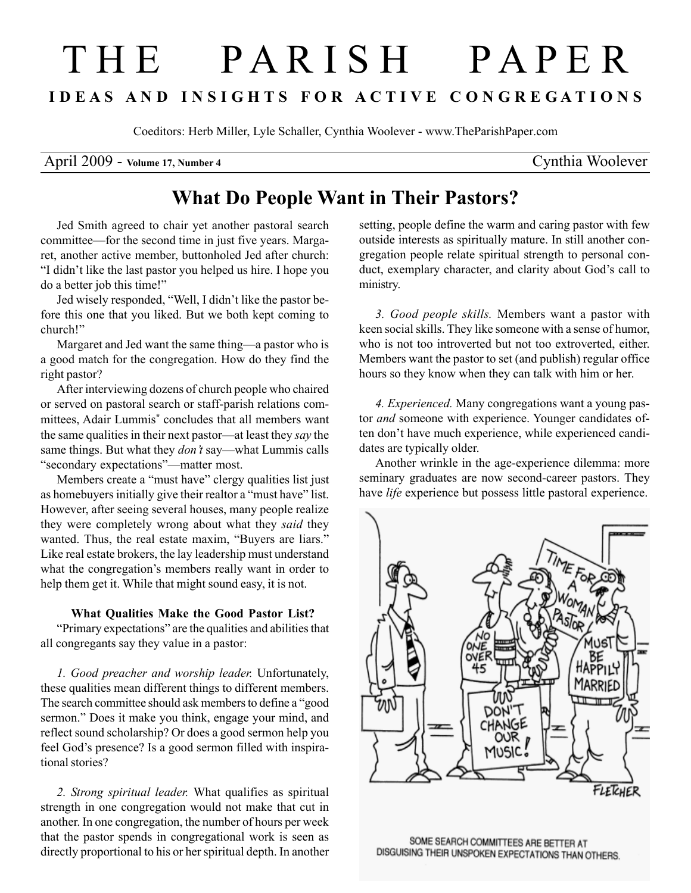# THE PARISH PAPER

**IDEAS AND INSIGHTS FOR ACTIVE CONGREGATIONS**

Coeditors: Herb Miller, Lyle Schaller, Cynthia Woolever - www.TheParishPaper.com

April 2009 - **Volume 17, Number 4** Cynthia Woolever

## What Do People Want in Their Pastors?

Jed Smith agreed to chair yet another pastoral search committee—for the second time in just five years. Margaret, another active member, buttonholed Jed after church: "I didn't like the last pastor you helped us hire. I hope you do a better job this time!"

Jed wisely responded, "Well, I didn't like the pastor before this one that you liked. But we both kept coming to church!"

Margaret and Jed want the same thing—a pastor who is a good match for the congregation. How do they find the right pastor?

After interviewing dozens of church people who chaired or served on pastoral search or staff-parish relations committees, Adair Lummis* concludes that all members want the same qualities in their next pastor—at least they *say* the same things. But what they *don't* say—what Lummis calls "secondary expectations"—matter most.

Members create a "must have" clergy qualities list just as homebuyers initially give their realtor a "must have" list. However, after seeing several houses, many people realize they were completely wrong about what they *said* they wanted. Thus, the real estate maxim, "Buyers are liars." Like real estate brokers, the lay leadership must understand what the congregation's members really want in order to help them get it. While that might sound easy, it is not.

**What Qualities Make the Good Pastor List?**

"Primary expectations" are the qualities and abilities that all congregants say they value in a pastor:

*1. Good preacher and worship leader.* Unfortunately, these qualities mean different things to different members. The search committee should ask members to define a "good sermon." Does it make you think, engage your mind, and reflect sound scholarship? Or does a good sermon help you feel God's presence? Is a good sermon filled with inspirational stories?

*2. Strong spiritual leader.* What qualifies as spiritual strength in one congregation would not make that cut in another. In one congregation, the number of hours per week that the pastor spends in congregational work is seen as directly proportional to his or her spiritual depth. In another setting, people define the warm and caring pastor with few outside interests as spiritually mature. In still another congregation people relate spiritual strength to personal conduct, exemplary character, and clarity about God's call to ministry.

*3. Good people skills.* Members want a pastor with keen social skills. They like someone with a sense of humor, who is not too introverted but not too extroverted, either. Members want the pastor to set (and publish) regular office hours so they know when they can talk with him or her.

*4. Experienced.* Many congregations want a young pastor *and* someone with experience. Younger candidates often don't have much experience, while experienced candidates are typically older.

Another wrinkle in the age-experience dilemma: more seminary graduates are now second-career pastors. They have *life* experience but possess little pastoral experience.

SOME SEARCH COMMITTEES ARE BETTER AT DISGUISING THEIR UNSPOKEN EXPECTATIONS THAN OTHERS.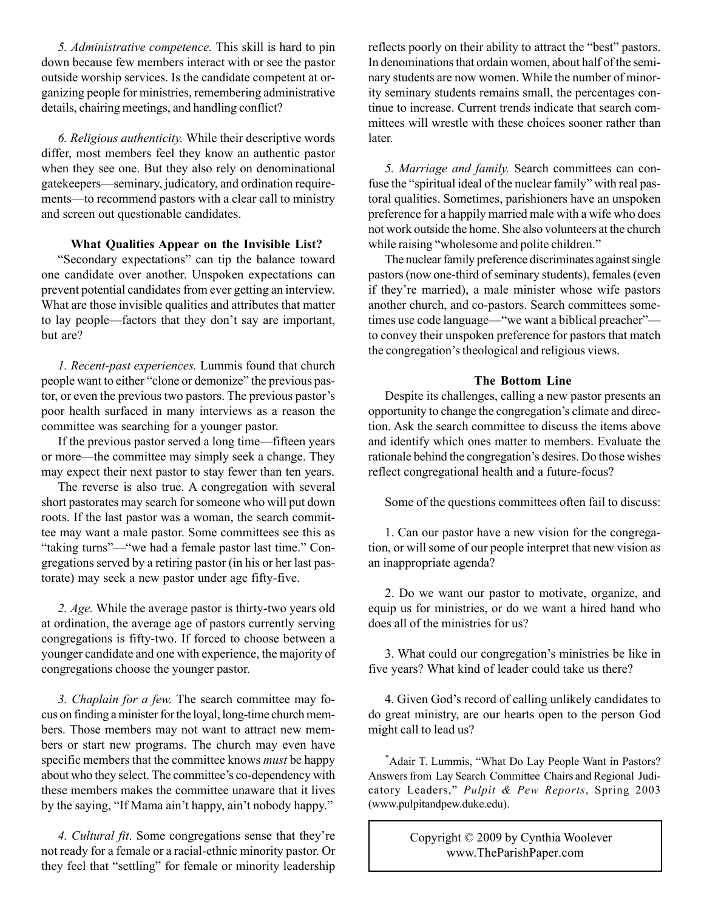*5. Administrative competence.* This skill is hard to pin down because few members interact with or see the pastor outside worship services. Is the candidate competent at organizing people for ministries, remembering administrative details, chairing meetings, and handling conflict?

*6. Religious authenticity.* While their descriptive words differ, most members feel they know an authentic pastor when they see one. But they also rely on denominational gatekeepers—seminary, judicatory, and ordination requirements—to recommend pastors with a clear call to ministry and screen out questionable candidates.

### What Qualities Appear on the Invisible List?

"Secondary expectations" can tip the balance toward one candidate over another. Unspoken expectations can prevent potential candidates from ever getting an interview. What are those invisible qualities and attributes that matter to lay people—factors that they don't say are important, but are?

*1. Recent-past experiences.* Lummis found that church people want to either "clone or demonize" the previous pastor, or even the previous two pastors. The previous pastor's poor health surfaced in many interviews as a reason the committee was searching for a younger pastor.

If the previous pastor served a long time—fifteen years or more—the committee may simply seek a change. They may expect their next pastor to stay fewer than ten years.

The reverse is also true. A congregation with several short pastorates may search for someone who will put down roots. If the last pastor was a woman, the search committee may want a male pastor. Some committees see this as "taking turns"—"we had a female pastor last time." Congregations served by a retiring pastor (in his or her last pastorate) may seek a new pastor under age fifty-five.

*2. Age.* While the average pastor is thirty-two years old at ordination, the average age of pastors currently serving congregations is fifty-two. If forced to choose between a younger candidate and one with experience, the majority of congregations choose the younger pastor.

*3. Chaplain for a few.* The search committee may focus on finding a minister for the loyal, long-time church members. Those members may not want to attract new members or start new programs. The church may even have specific members that the committee knows *must* be happy about who they select. The committee's co-dependency with these members makes the committee unaware that it lives by the saying, "If Mama ain't happy, ain't nobody happy."

*4. Cultural fit*. Some congregations sense that they're not ready for a female or a racial-ethnic minority pastor. Or they feel that "settling" for female or minority leadership reflects poorly on their ability to attract the "best" pastors. In denominations that ordain women, about half of the seminary students are now women. While the number of minority seminary students remains small, the percentages continue to increase. Current trends indicate that search committees will wrestle with these choices sooner rather than later.

*5. Marriage and family.* Search committees can confuse the "spiritual ideal of the nuclear family" with real pastoral qualities. Sometimes, parishioners have an unspoken preference for a happily married male with a wife who does not work outside the home. She also volunteers at the church while raising "wholesome and polite children."

The nuclear family preference discriminates against single pastors (now one-third of seminary students), females (even if they're married), a male minister whose wife pastors another church, and co-pastors. Search committees sometimes use code language—"we want a biblical preacher"—to convey their unspoken preference for pastors that match the congregation's theological and religious views.

### The Bottom Line

Despite its challenges, calling a new pastor presents an opportunity to change the congregation's climate and direction. Ask the search committee to discuss the items above and identify which ones matter to members. Evaluate the rationale behind the congregation's desires. Do those wishes reflect congregational health and a future-focus?

Some of the questions committees often fail to discuss:

1. Can our pastor have a new vision for the congregation, or will some of our people interpret that new vision as an inappropriate agenda?

2. Do we want our pastor to motivate, organize, and equip us for ministries, or do we want a hired hand who does all of the ministries for us?

3. What could our congregation's ministries be like in five years? What kind of leader could take us there?

4. Given God's record of calling unlikely candidates to do great ministry, are our hearts open to the person God might call to lead us?

[*] Adair T. Lummis, "What Do Lay People Want in Pastors? Answers from Lay Search Committee Chairs and Regional Judicatory Leaders," *Pulpit & Pew Reports*, Spring 2003 (www.pulpitandpew.duke.edu).

Copyright © 2009 by Cynthia Woolever
www.TheParishPaper.com